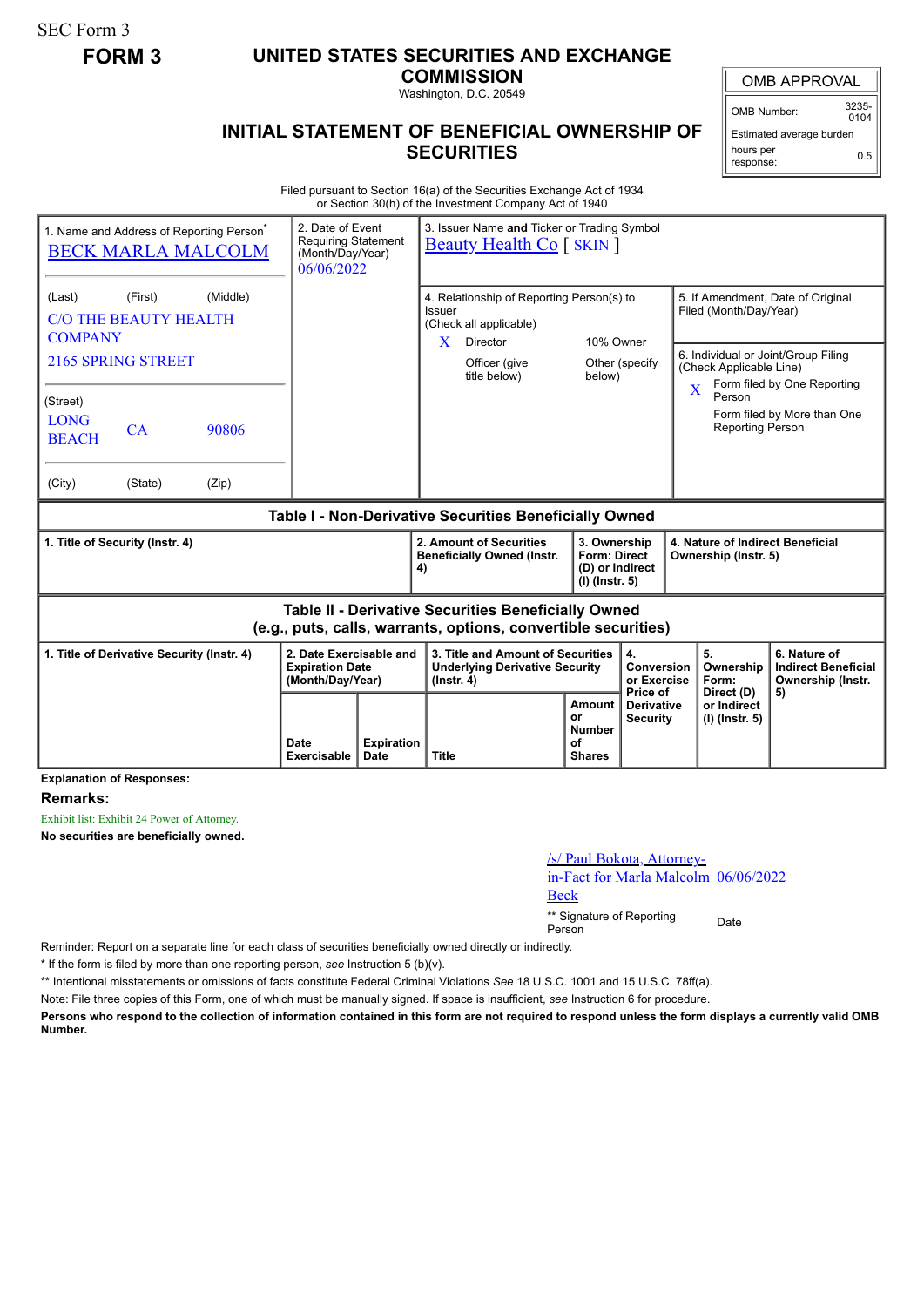SEC Form 3

**FORM 3**

# UNITED STATES SECURITIES AND EXCHANGE COMMISSION

Washington, D.C. 20549

## INITIAL STATEMENT OF BENEFICIAL OWNERSHIP OF SECURITIES

| OMB APPROVAL | |
|---|---|
| OMB Number: | 3235-0104 |
| Estimated average burden hours per response: | 0.5 |

Filed pursuant to Section 16(a) of the Securities Exchange Act of 1934 or Section 30(h) of the Investment Company Act of 1940

| 1. Name and Address of Reporting Person* | 2. Date of Event Requiring Statement (Month/Day/Year) | 3. Issuer Name **and** Ticker or Trading Symbol |
|---|---|---|
| BECK MARLA MALCOLM | 06/06/2022 | Beauty Health Co [ SKIN ] |
| (Last) (First) (Middle)<br>C/O THE BEAUTY HEALTH COMPANY<br>2165 SPRING STREET | | 4. Relationship of Reporting Person(s) to Issuer (Check all applicable)<br>X Director<br>10% Owner<br>Officer (give title below)<br>Other (specify below) |
| (Street)<br>LONG BEACH CA 90806 | | 5. If Amendment, Date of Original Filed (Month/Day/Year) |
| (City) (State) (Zip) | | 6. Individual or Joint/Group Filing (Check Applicable Line)<br>X Form filed by One Reporting Person<br>Form filed by More than One Reporting Person |

**Table I - Non-Derivative Securities Beneficially Owned**

| 1. Title of Security (Instr. 4) | 2. Amount of Securities Beneficially Owned (Instr. 4) | 3. Ownership Form: Direct (D) or Indirect (I) (Instr. 5) | 4. Nature of Indirect Beneficial Ownership (Instr. 5) |
|---|---|---|---|

**Table II - Derivative Securities Beneficially Owned (e.g., puts, calls, warrants, options, convertible securities)**

| 1. Title of Derivative Security (Instr. 4) | 2. Date Exercisable and Expiration Date (Month/Day/Year) | | 3. Title and Amount of Securities Underlying Derivative Security (Instr. 4) | | 4. Conversion or Exercise Price of Derivative Security | 5. Ownership Form: Direct (D) or Indirect (I) (Instr. 5) | 6. Nature of Indirect Beneficial Ownership (Instr. 5) |
|---|---|---|---|---|---|---|---|
| | Date Exercisable | Expiration Date | Title | Amount or Number of Shares | | | |

**Explanation of Responses:**

**Remarks:**

Exhibit list: Exhibit 24 Power of Attorney.

**No securities are beneficially owned.**

/s/ Paul Bokota, Attorney-in-Fact for Marla Malcolm Beck 06/06/2022

** Signature of Reporting Person Date

Reminder: Report on a separate line for each class of securities beneficially owned directly or indirectly.

\* If the form is filed by more than one reporting person, *see* Instruction 5 (b)(v).

** Intentional misstatements or omissions of facts constitute Federal Criminal Violations *See* 18 U.S.C. 1001 and 15 U.S.C. 78ff(a).

Note: File three copies of this Form, one of which must be manually signed. If space is insufficient, *see* Instruction 6 for procedure.

**Persons who respond to the collection of information contained in this form are not required to respond unless the form displays a currently valid OMB Number.**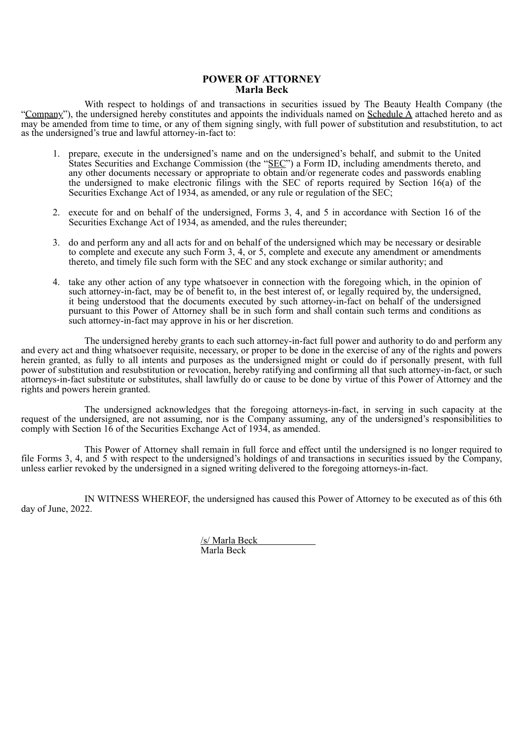# POWER OF ATTORNEY
## Marla Beck

With respect to holdings of and transactions in securities issued by The Beauty Health Company (the "Company"), the undersigned hereby constitutes and appoints the individuals named on Schedule A attached hereto and as may be amended from time to time, or any of them signing singly, with full power of substitution and resubstitution, to act as the undersigned's true and lawful attorney-in-fact to:

1. prepare, execute in the undersigned's name and on the undersigned's behalf, and submit to the United States Securities and Exchange Commission (the "SEC") a Form ID, including amendments thereto, and any other documents necessary or appropriate to obtain and/or regenerate codes and passwords enabling the undersigned to make electronic filings with the SEC of reports required by Section 16(a) of the Securities Exchange Act of 1934, as amended, or any rule or regulation of the SEC;

2. execute for and on behalf of the undersigned, Forms 3, 4, and 5 in accordance with Section 16 of the Securities Exchange Act of 1934, as amended, and the rules thereunder;

3. do and perform any and all acts for and on behalf of the undersigned which may be necessary or desirable to complete and execute any such Form 3, 4, or 5, complete and execute any amendment or amendments thereto, and timely file such form with the SEC and any stock exchange or similar authority; and

4. take any other action of any type whatsoever in connection with the foregoing which, in the opinion of such attorney-in-fact, may be of benefit to, in the best interest of, or legally required by, the undersigned, it being understood that the documents executed by such attorney-in-fact on behalf of the undersigned pursuant to this Power of Attorney shall be in such form and shall contain such terms and conditions as such attorney-in-fact may approve in his or her discretion.

The undersigned hereby grants to each such attorney-in-fact full power and authority to do and perform any and every act and thing whatsoever requisite, necessary, or proper to be done in the exercise of any of the rights and powers herein granted, as fully to all intents and purposes as the undersigned might or could do if personally present, with full power of substitution and resubstitution or revocation, hereby ratifying and confirming all that such attorney-in-fact, or such attorneys-in-fact substitute or substitutes, shall lawfully do or cause to be done by virtue of this Power of Attorney and the rights and powers herein granted.

The undersigned acknowledges that the foregoing attorneys-in-fact, in serving in such capacity at the request of the undersigned, are not assuming, nor is the Company assuming, any of the undersigned's responsibilities to comply with Section 16 of the Securities Exchange Act of 1934, as amended.

This Power of Attorney shall remain in full force and effect until the undersigned is no longer required to file Forms 3, 4, and 5 with respect to the undersigned's holdings of and transactions in securities issued by the Company, unless earlier revoked by the undersigned in a signed writing delivered to the foregoing attorneys-in-fact.

IN WITNESS WHEREOF, the undersigned has caused this Power of Attorney to be executed as of this 6th day of June, 2022.

/s/ Marla Beck
Marla Beck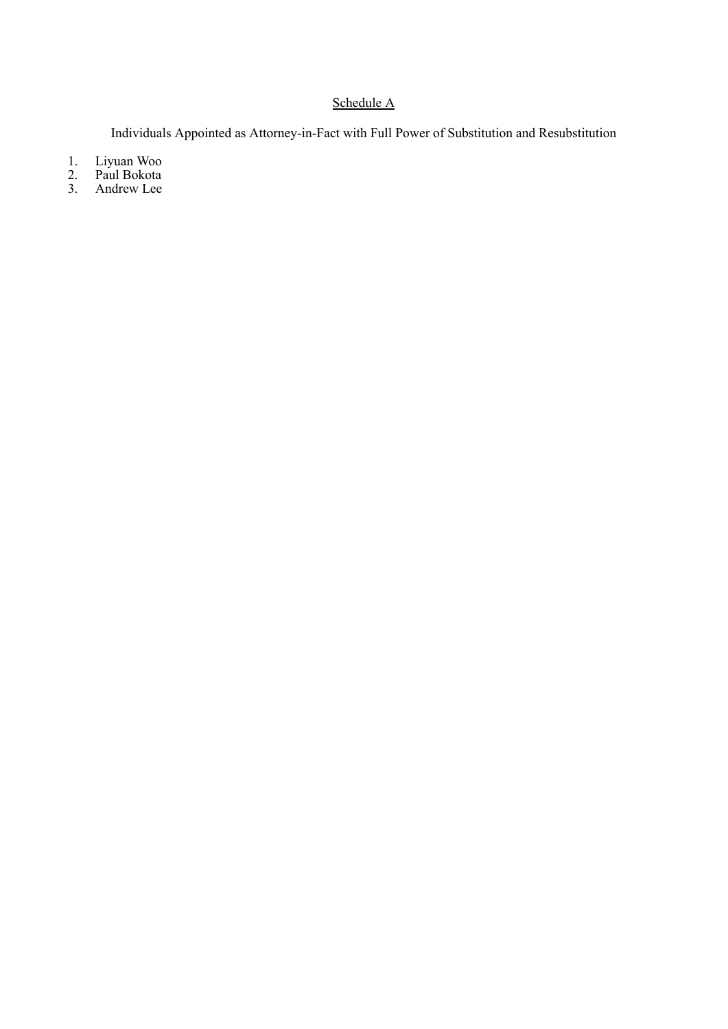<u>Schedule A</u>

Individuals Appointed as Attorney-in-Fact with Full Power of Substitution and Resubstitution

1. Liyuan Woo
2. Paul Bokota
3. Andrew Lee